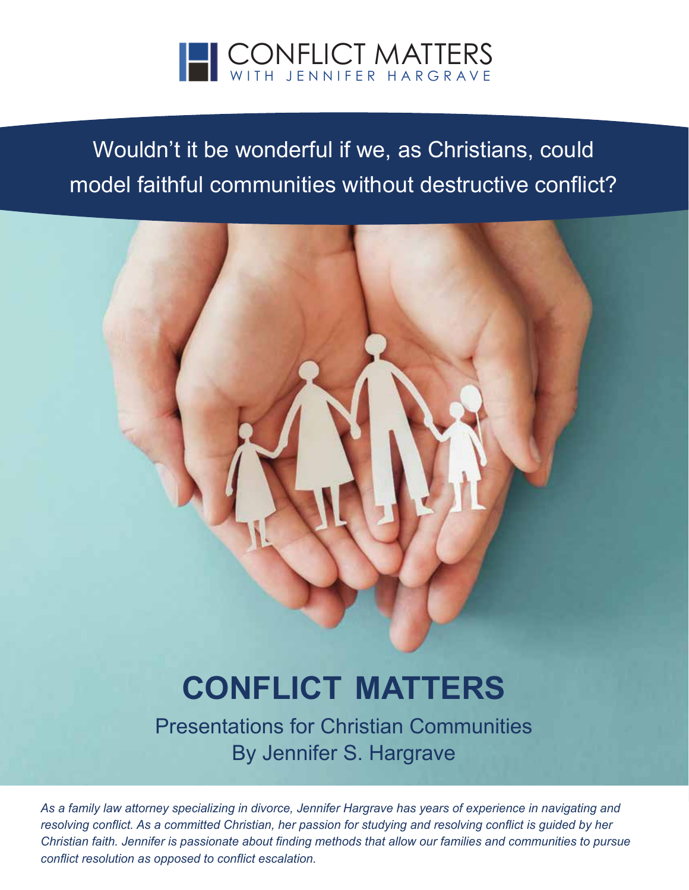CONFLICT MATTERS
WITH JENNIFER HARGRAVE

Wouldn't it be wonderful if we, as Christians, could model faithful communities without destructive conflict?

# CONFLICT MATTERS

## Presentations for Christian Communities
## By Jennifer S. Hargrave

*As a family law attorney specializing in divorce, Jennifer Hargrave has years of experience in navigating and resolving conflict. As a committed Christian, her passion for studying and resolving conflict is guided by her Christian faith. Jennifer is passionate about finding methods that allow our families and communities to pursue conflict resolution as opposed to conflict escalation.*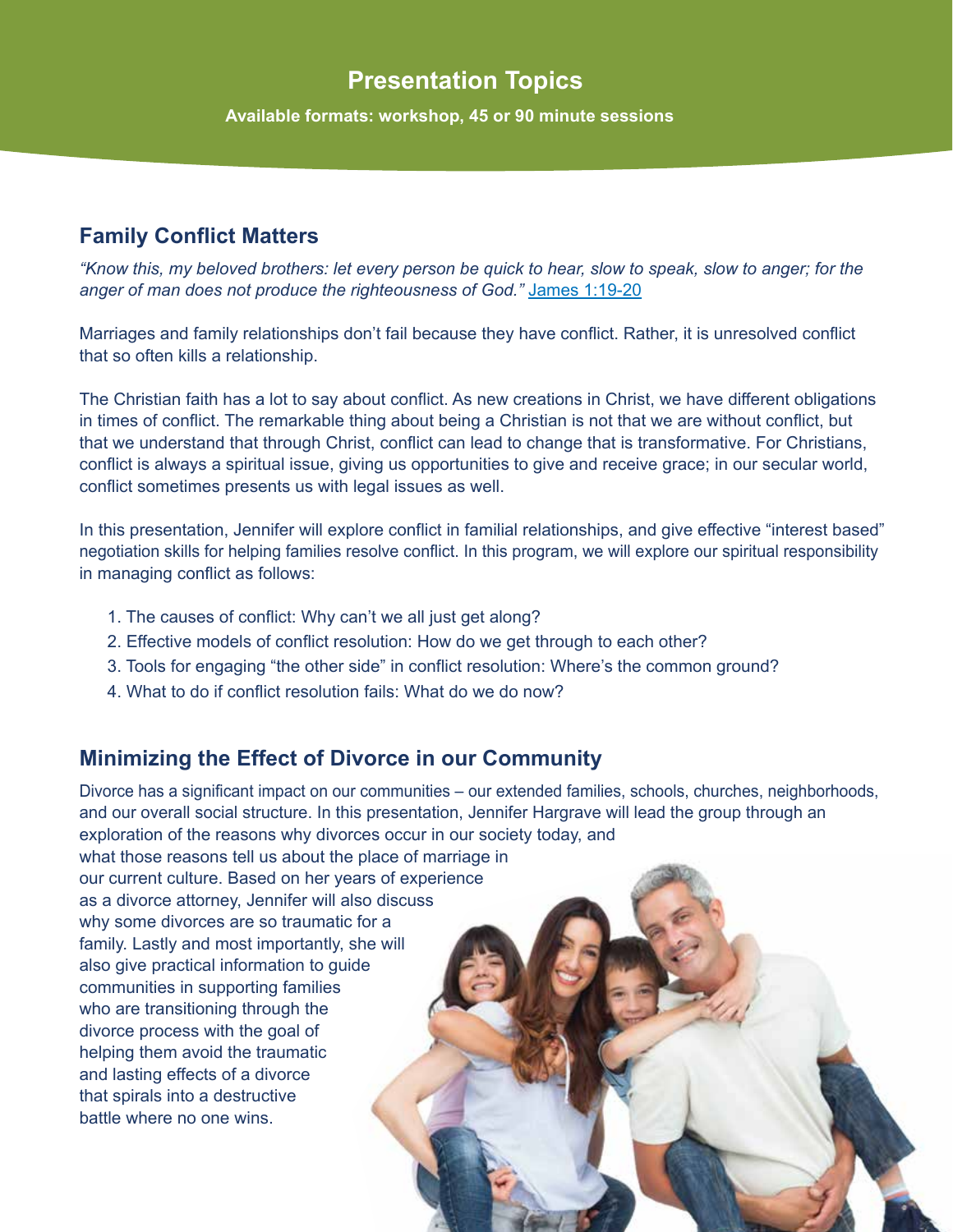# Presentation Topics

**Available formats: workshop, 45 or 90 minute sessions**

## Family Conflict Matters

*"Know this, my beloved brothers: let every person be quick to hear, slow to speak, slow to anger; for the anger of man does not produce the righteousness of God."* James 1:19-20

Marriages and family relationships don't fail because they have conflict. Rather, it is unresolved conflict that so often kills a relationship.

The Christian faith has a lot to say about conflict. As new creations in Christ, we have different obligations in times of conflict. The remarkable thing about being a Christian is not that we are without conflict, but that we understand that through Christ, conflict can lead to change that is transformative. For Christians, conflict is always a spiritual issue, giving us opportunities to give and receive grace; in our secular world, conflict sometimes presents us with legal issues as well.

In this presentation, Jennifer will explore conflict in familial relationships, and give effective "interest based" negotiation skills for helping families resolve conflict. In this program, we will explore our spiritual responsibility in managing conflict as follows:

1. The causes of conflict: Why can't we all just get along?
2. Effective models of conflict resolution: How do we get through to each other?
3. Tools for engaging "the other side" in conflict resolution: Where's the common ground?
4. What to do if conflict resolution fails: What do we do now?

## Minimizing the Effect of Divorce in our Community

Divorce has a significant impact on our communities – our extended families, schools, churches, neighborhoods, and our overall social structure. In this presentation, Jennifer Hargrave will lead the group through an exploration of the reasons why divorces occur in our society today, and what those reasons tell us about the place of marriage in our current culture. Based on her years of experience as a divorce attorney, Jennifer will also discuss why some divorces are so traumatic for a family. Lastly and most importantly, she will also give practical information to guide communities in supporting families who are transitioning through the divorce process with the goal of helping them avoid the traumatic and lasting effects of a divorce that spirals into a destructive battle where no one wins.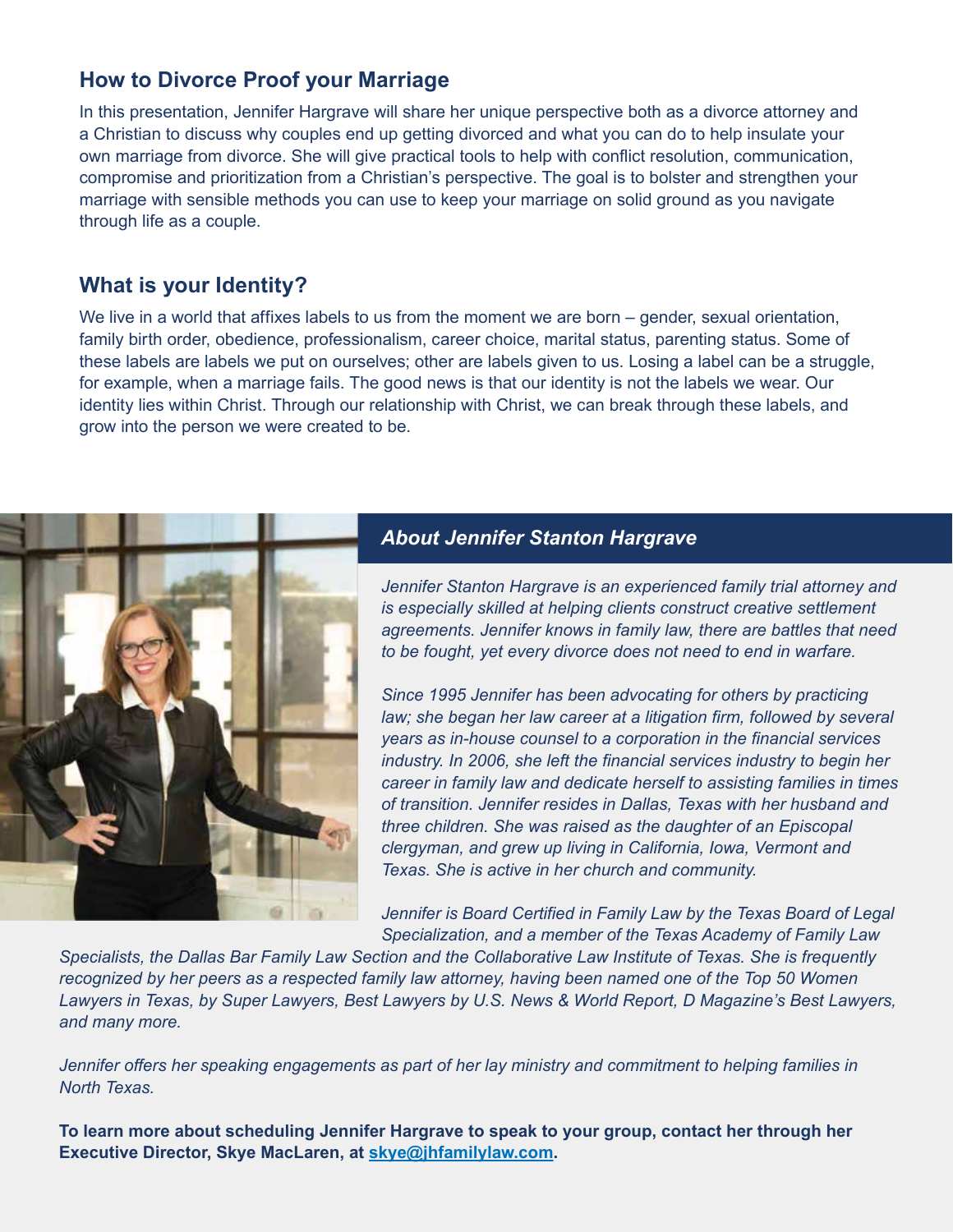## How to Divorce Proof your Marriage

In this presentation, Jennifer Hargrave will share her unique perspective both as a divorce attorney and a Christian to discuss why couples end up getting divorced and what you can do to help insulate your own marriage from divorce. She will give practical tools to help with conflict resolution, communication, compromise and prioritization from a Christian's perspective. The goal is to bolster and strengthen your marriage with sensible methods you can use to keep your marriage on solid ground as you navigate through life as a couple.

## What is your Identity?

We live in a world that affixes labels to us from the moment we are born – gender, sexual orientation, family birth order, obedience, professionalism, career choice, marital status, parenting status. Some of these labels are labels we put on ourselves; other are labels given to us. Losing a label can be a struggle, for example, when a marriage fails. The good news is that our identity is not the labels we wear. Our identity lies within Christ. Through our relationship with Christ, we can break through these labels, and grow into the person we were created to be.

### *About Jennifer Stanton Hargrave*

*Jennifer Stanton Hargrave is an experienced family trial attorney and is especially skilled at helping clients construct creative settlement agreements. Jennifer knows in family law, there are battles that need to be fought, yet every divorce does not need to end in warfare.*

*Since 1995 Jennifer has been advocating for others by practicing law; she began her law career at a litigation firm, followed by several years as in-house counsel to a corporation in the financial services industry. In 2006, she left the financial services industry to begin her career in family law and dedicate herself to assisting families in times of transition. Jennifer resides in Dallas, Texas with her husband and three children. She was raised as the daughter of an Episcopal clergyman, and grew up living in California, Iowa, Vermont and Texas. She is active in her church and community.*

*Jennifer is Board Certified in Family Law by the Texas Board of Legal Specialization, and a member of the Texas Academy of Family Law Specialists, the Dallas Bar Family Law Section and the Collaborative Law Institute of Texas. She is frequently recognized by her peers as a respected family law attorney, having been named one of the Top 50 Women Lawyers in Texas, by Super Lawyers, Best Lawyers by U.S. News & World Report, D Magazine's Best Lawyers, and many more.*

*Jennifer offers her speaking engagements as part of her lay ministry and commitment to helping families in North Texas.*

**To learn more about scheduling Jennifer Hargrave to speak to your group, contact her through her Executive Director, Skye MacLaren, at skye@jhfamilylaw.com.**